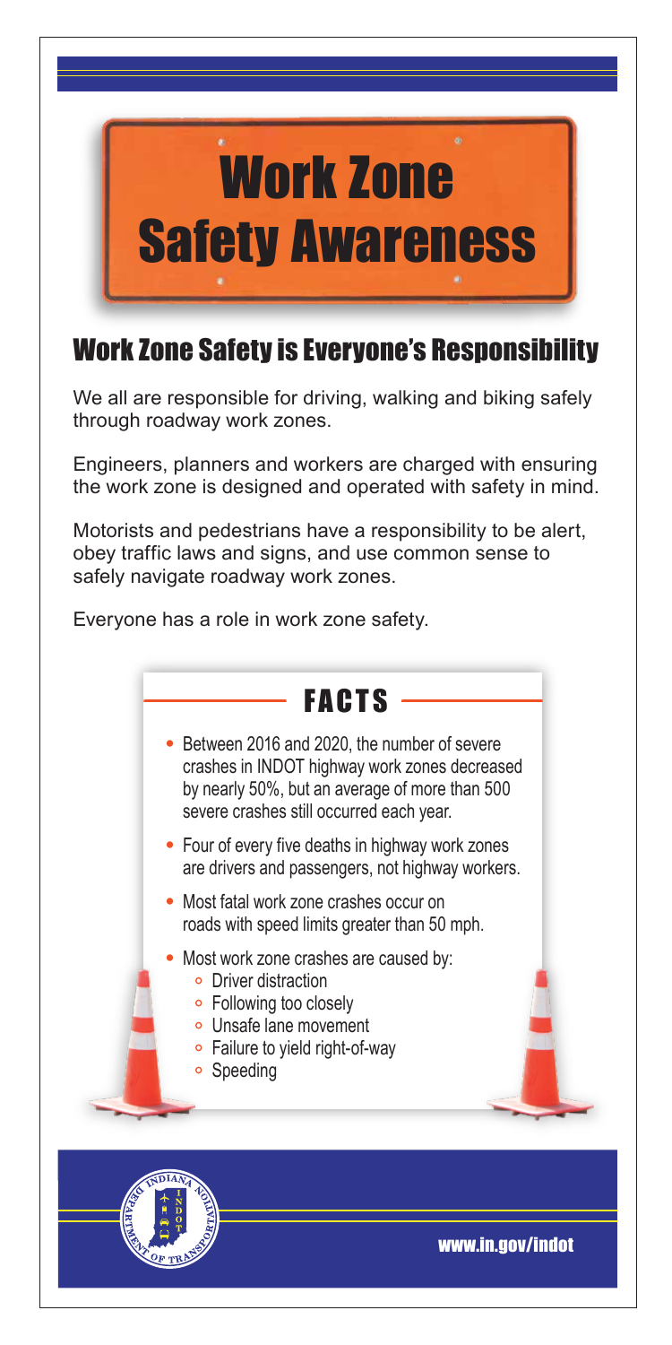# Work Zone Safety Awareness

## Work Zone Safety is Everyone's Responsibility

We all are responsible for driving, walking and biking safely through roadway work zones.

Engineers, planners and workers are charged with ensuring the work zone is designed and operated with safety in mind.

Motorists and pedestrians have a responsibility to be alert, obey traffic laws and signs, and use common sense to safely navigate roadway work zones.

Everyone has a role in work zone safety.

## FACTS

- Between 2016 and 2020, the number of severe crashes in INDOT highway work zones decreased by nearly 50%, but an average of more than 500 severe crashes still occurred each year.
- Four of every five deaths in highway work zones are drivers and passengers, not highway workers.
- Most fatal work zone crashes occur on roads with speed limits greater than 50 mph.
- Most work zone crashes are caused by:
  - Driver distraction
  - Following too closely
  - Unsafe lane movement
  - Failure to yield right-of-way
  - Speeding

www.in.gov/indot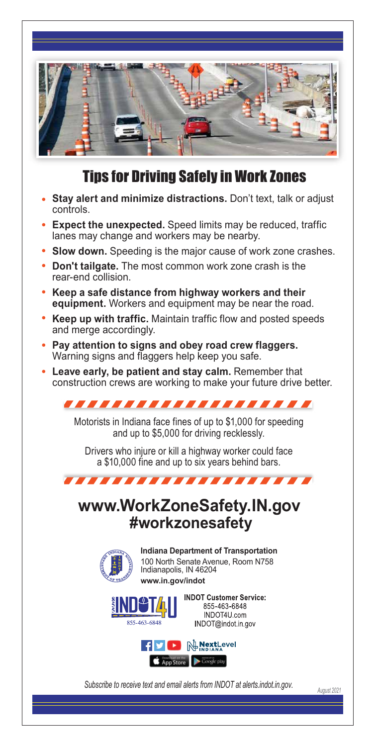# Tips for Driving Safely in Work Zones

- **Stay alert and minimize distractions.** Don't text, talk or adjust controls.
- **Expect the unexpected.** Speed limits may be reduced, traffic lanes may change and workers may be nearby.
- **Slow down.** Speeding is the major cause of work zone crashes.
- **Don't tailgate.** The most common work zone crash is the rear-end collision.
- **Keep a safe distance from highway workers and their equipment.** Workers and equipment may be near the road.
- **Keep up with traffic.** Maintain traffic flow and posted speeds and merge accordingly.
- **Pay attention to signs and obey road crew flaggers.** Warning signs and flaggers help keep you safe.
- **Leave early, be patient and stay calm.** Remember that construction crews are working to make your future drive better.

Motorists in Indiana face fines of up to $1,000 for speeding and up to $5,000 for driving recklessly.

Drivers who injure or kill a highway worker could face a $10,000 fine and up to six years behind bars.

## www.WorkZoneSafety.IN.gov
## #workzonesafety

**Indiana Department of Transportation**
100 North Senate Avenue, Room N758
Indianapolis, IN 46204
**www.in.gov/indot**

INDOT4U
855-463-6848

**INDOT Customer Service:**
855-463-6848
INDOT4U.com
INDOT@indot.in.gov

NextLevel INDIANA

Download on the App Store

Google play

*Subscribe to receive text and email alerts from INDOT at alerts.indot.in.gov.*

*August 2021*